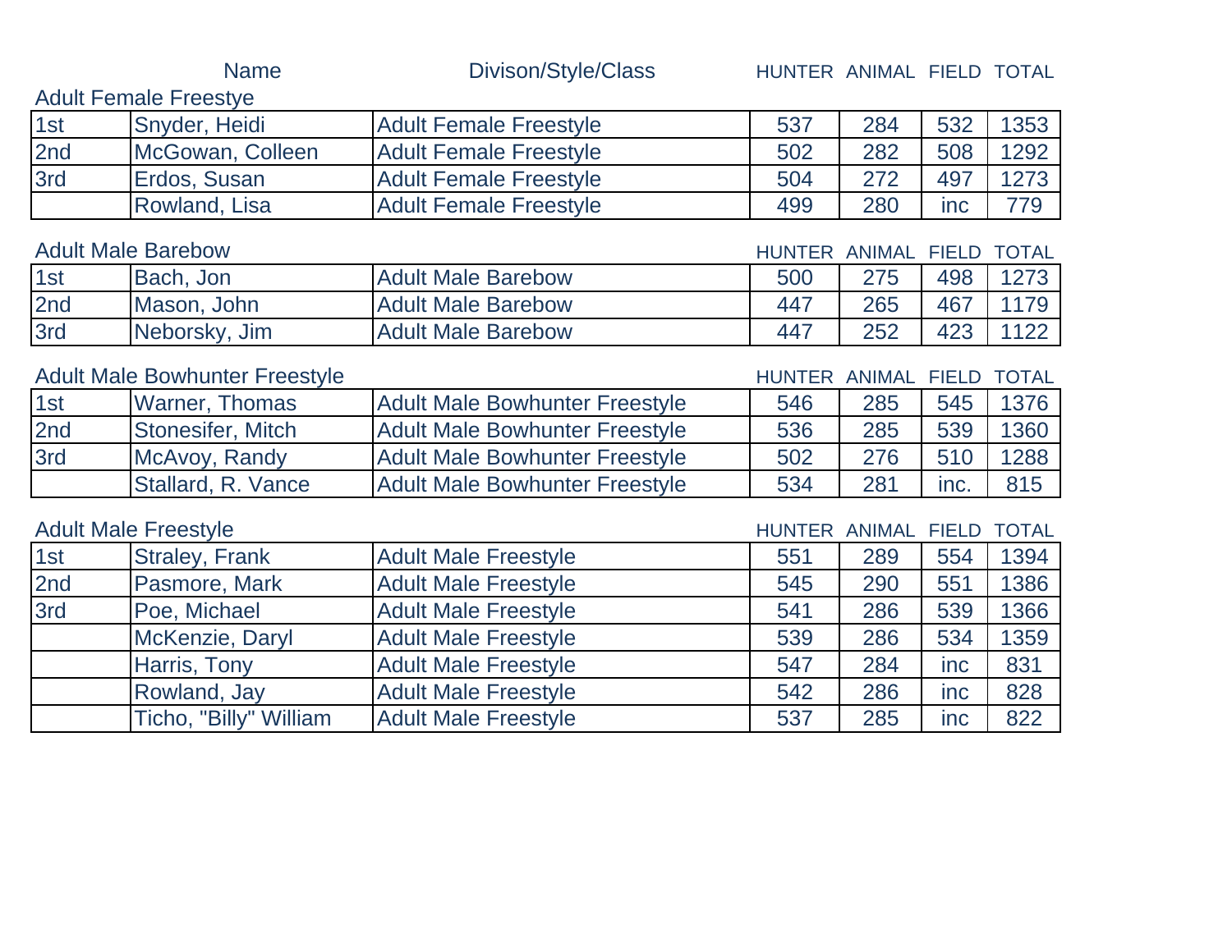| | Name | Divison/Style/Class | HUNTER | ANIMAL | FIELD | TOTAL |
|---|---|---|---|---|---|---|

## Adult Female Freestye

| | Name | Divison/Style/Class | HUNTER | ANIMAL | FIELD | TOTAL |
|---|---|---|---|---|---|---|
| 1st | Snyder, Heidi | Adult Female Freestyle | 537 | 284 | 532 | 1353 |
| 2nd | McGowan, Colleen | Adult Female Freestyle | 502 | 282 | 508 | 1292 |
| 3rd | Erdos, Susan | Adult Female Freestyle | 504 | 272 | 497 | 1273 |
| | Rowland, Lisa | Adult Female Freestyle | 499 | 280 | inc | 779 |

## Adult Male Barebow

| | Name | Divison/Style/Class | HUNTER | ANIMAL | FIELD | TOTAL |
|---|---|---|---|---|---|---|
| 1st | Bach, Jon | Adult Male Barebow | 500 | 275 | 498 | 1273 |
| 2nd | Mason, John | Adult Male Barebow | 447 | 265 | 467 | 1179 |
| 3rd | Neborsky, Jim | Adult Male Barebow | 447 | 252 | 423 | 1122 |

## Adult Male Bowhunter Freestyle

| | Name | Divison/Style/Class | HUNTER | ANIMAL | FIELD | TOTAL |
|---|---|---|---|---|---|---|
| 1st | Warner, Thomas | Adult Male Bowhunter Freestyle | 546 | 285 | 545 | 1376 |
| 2nd | Stonesifer, Mitch | Adult Male Bowhunter Freestyle | 536 | 285 | 539 | 1360 |
| 3rd | McAvoy, Randy | Adult Male Bowhunter Freestyle | 502 | 276 | 510 | 1288 |
| | Stallard, R. Vance | Adult Male Bowhunter Freestyle | 534 | 281 | inc. | 815 |

## Adult Male Freestyle

| | Name | Divison/Style/Class | HUNTER | ANIMAL | FIELD | TOTAL |
|---|---|---|---|---|---|---|
| 1st | Straley, Frank | Adult Male Freestyle | 551 | 289 | 554 | 1394 |
| 2nd | Pasmore, Mark | Adult Male Freestyle | 545 | 290 | 551 | 1386 |
| 3rd | Poe, Michael | Adult Male Freestyle | 541 | 286 | 539 | 1366 |
| | McKenzie, Daryl | Adult Male Freestyle | 539 | 286 | 534 | 1359 |
| | Harris, Tony | Adult Male Freestyle | 547 | 284 | inc | 831 |
| | Rowland, Jay | Adult Male Freestyle | 542 | 286 | inc | 828 |
| | Ticho, "Billy" William | Adult Male Freestyle | 537 | 285 | inc | 822 |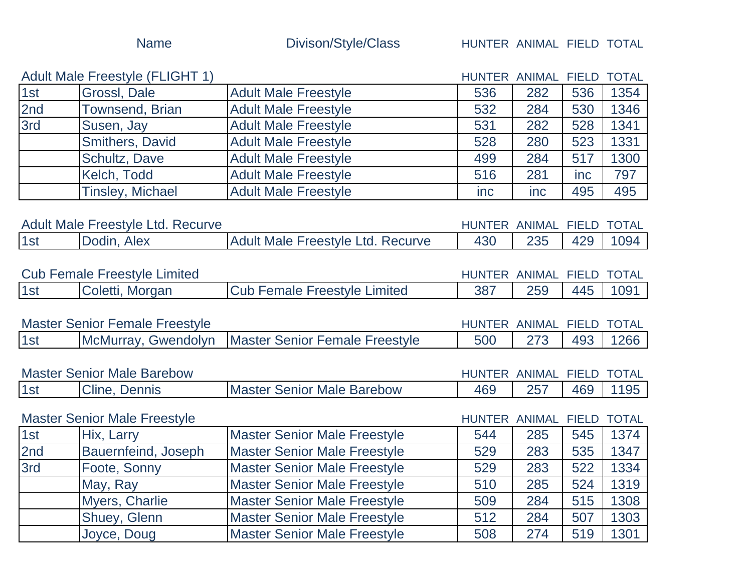| | Name | Divison/Style/Class | HUNTER | ANIMAL | FIELD | TOTAL |
|---|---|---|---|---|---|---|

## Adult Male Freestyle (FLIGHT 1)

| | | | HUNTER | ANIMAL | FIELD | TOTAL |
|---|---|---|---|---|---|---|
| 1st | Grossl, Dale | Adult Male Freestyle | 536 | 282 | 536 | 1354 |
| 2nd | Townsend, Brian | Adult Male Freestyle | 532 | 284 | 530 | 1346 |
| 3rd | Susen, Jay | Adult Male Freestyle | 531 | 282 | 528 | 1341 |
| | Smithers, David | Adult Male Freestyle | 528 | 280 | 523 | 1331 |
| | Schultz, Dave | Adult Male Freestyle | 499 | 284 | 517 | 1300 |
| | Kelch, Todd | Adult Male Freestyle | 516 | 281 | inc | 797 |
| | Tinsley, Michael | Adult Male Freestyle | inc | inc | 495 | 495 |

## Adult Male Freestyle Ltd. Recurve

| | | | HUNTER | ANIMAL | FIELD | TOTAL |
|---|---|---|---|---|---|---|
| 1st | Dodin, Alex | Adult Male Freestyle Ltd. Recurve | 430 | 235 | 429 | 1094 |

## Cub Female Freestyle Limited

| | | | HUNTER | ANIMAL | FIELD | TOTAL |
|---|---|---|---|---|---|---|
| 1st | Coletti, Morgan | Cub Female Freestyle Limited | 387 | 259 | 445 | 1091 |

## Master Senior Female Freestyle

| | | | HUNTER | ANIMAL | FIELD | TOTAL |
|---|---|---|---|---|---|---|
| 1st | McMurray, Gwendolyn | Master Senior Female Freestyle | 500 | 273 | 493 | 1266 |

## Master Senior Male Barebow

| | | | HUNTER | ANIMAL | FIELD | TOTAL |
|---|---|---|---|---|---|---|
| 1st | Cline, Dennis | Master Senior Male Barebow | 469 | 257 | 469 | 1195 |

## Master Senior Male Freestyle

| | | | HUNTER | ANIMAL | FIELD | TOTAL |
|---|---|---|---|---|---|---|
| 1st | Hix, Larry | Master Senior Male Freestyle | 544 | 285 | 545 | 1374 |
| 2nd | Bauernfeind, Joseph | Master Senior Male Freestyle | 529 | 283 | 535 | 1347 |
| 3rd | Foote, Sonny | Master Senior Male Freestyle | 529 | 283 | 522 | 1334 |
| | May, Ray | Master Senior Male Freestyle | 510 | 285 | 524 | 1319 |
| | Myers, Charlie | Master Senior Male Freestyle | 509 | 284 | 515 | 1308 |
| | Shuey, Glenn | Master Senior Male Freestyle | 512 | 284 | 507 | 1303 |
| | Joyce, Doug | Master Senior Male Freestyle | 508 | 274 | 519 | 1301 |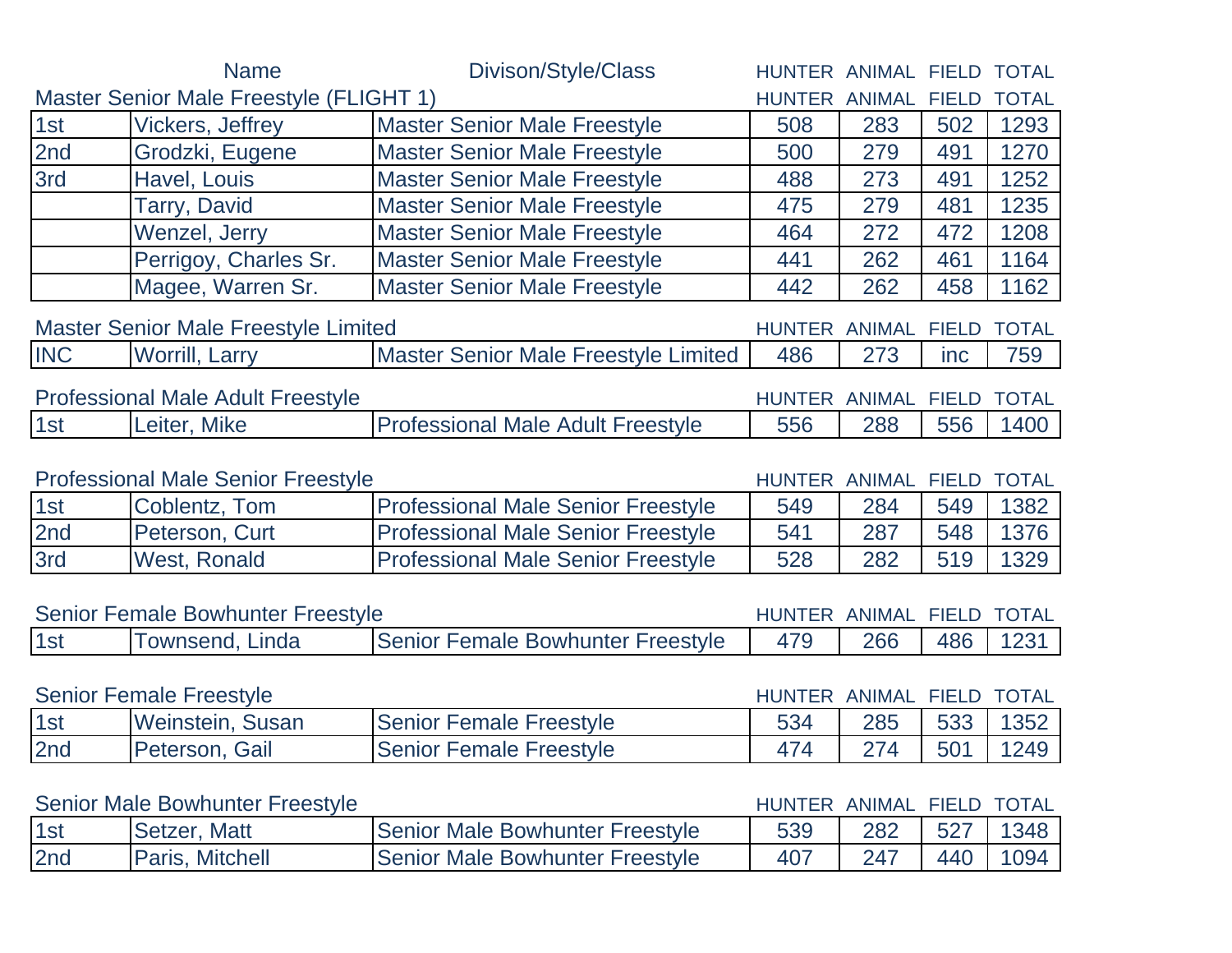| | Name | Divison/Style/Class | HUNTER | ANIMAL | FIELD | TOTAL |
|---|---|---|---|---|---|---|

### Master Senior Male Freestyle (FLIGHT 1)

| | | | HUNTER | ANIMAL | FIELD | TOTAL |
|---|---|---|---|---|---|---|
| 1st | Vickers, Jeffrey | Master Senior Male Freestyle | 508 | 283 | 502 | 1293 |
| 2nd | Grodzki, Eugene | Master Senior Male Freestyle | 500 | 279 | 491 | 1270 |
| 3rd | Havel, Louis | Master Senior Male Freestyle | 488 | 273 | 491 | 1252 |
| | Tarry, David | Master Senior Male Freestyle | 475 | 279 | 481 | 1235 |
| | Wenzel, Jerry | Master Senior Male Freestyle | 464 | 272 | 472 | 1208 |
| | Perrigoy, Charles Sr. | Master Senior Male Freestyle | 441 | 262 | 461 | 1164 |
| | Magee, Warren Sr. | Master Senior Male Freestyle | 442 | 262 | 458 | 1162 |

### Master Senior Male Freestyle Limited

| | | | HUNTER | ANIMAL | FIELD | TOTAL |
|---|---|---|---|---|---|---|
| INC | Worrill, Larry | Master Senior Male Freestyle Limited | 486 | 273 | inc | 759 |

### Professional Male Adult Freestyle

| | | | HUNTER | ANIMAL | FIELD | TOTAL |
|---|---|---|---|---|---|---|
| 1st | Leiter, Mike | Professional Male Adult Freestyle | 556 | 288 | 556 | 1400 |

### Professional Male Senior Freestyle

| | | | HUNTER | ANIMAL | FIELD | TOTAL |
|---|---|---|---|---|---|---|
| 1st | Coblentz, Tom | Professional Male Senior Freestyle | 549 | 284 | 549 | 1382 |
| 2nd | Peterson, Curt | Professional Male Senior Freestyle | 541 | 287 | 548 | 1376 |
| 3rd | West, Ronald | Professional Male Senior Freestyle | 528 | 282 | 519 | 1329 |

### Senior Female Bowhunter Freestyle

| | | | HUNTER | ANIMAL | FIELD | TOTAL |
|---|---|---|---|---|---|---|
| 1st | Townsend, Linda | Senior Female Bowhunter Freestyle | 479 | 266 | 486 | 1231 |

### Senior Female Freestyle

| | | | HUNTER | ANIMAL | FIELD | TOTAL |
|---|---|---|---|---|---|---|
| 1st | Weinstein, Susan | Senior Female Freestyle | 534 | 285 | 533 | 1352 |
| 2nd | Peterson, Gail | Senior Female Freestyle | 474 | 274 | 501 | 1249 |

### Senior Male Bowhunter Freestyle

| | | | HUNTER | ANIMAL | FIELD | TOTAL |
|---|---|---|---|---|---|---|
| 1st | Setzer, Matt | Senior Male Bowhunter Freestyle | 539 | 282 | 527 | 1348 |
| 2nd | Paris, Mitchell | Senior Male Bowhunter Freestyle | 407 | 247 | 440 | 1094 |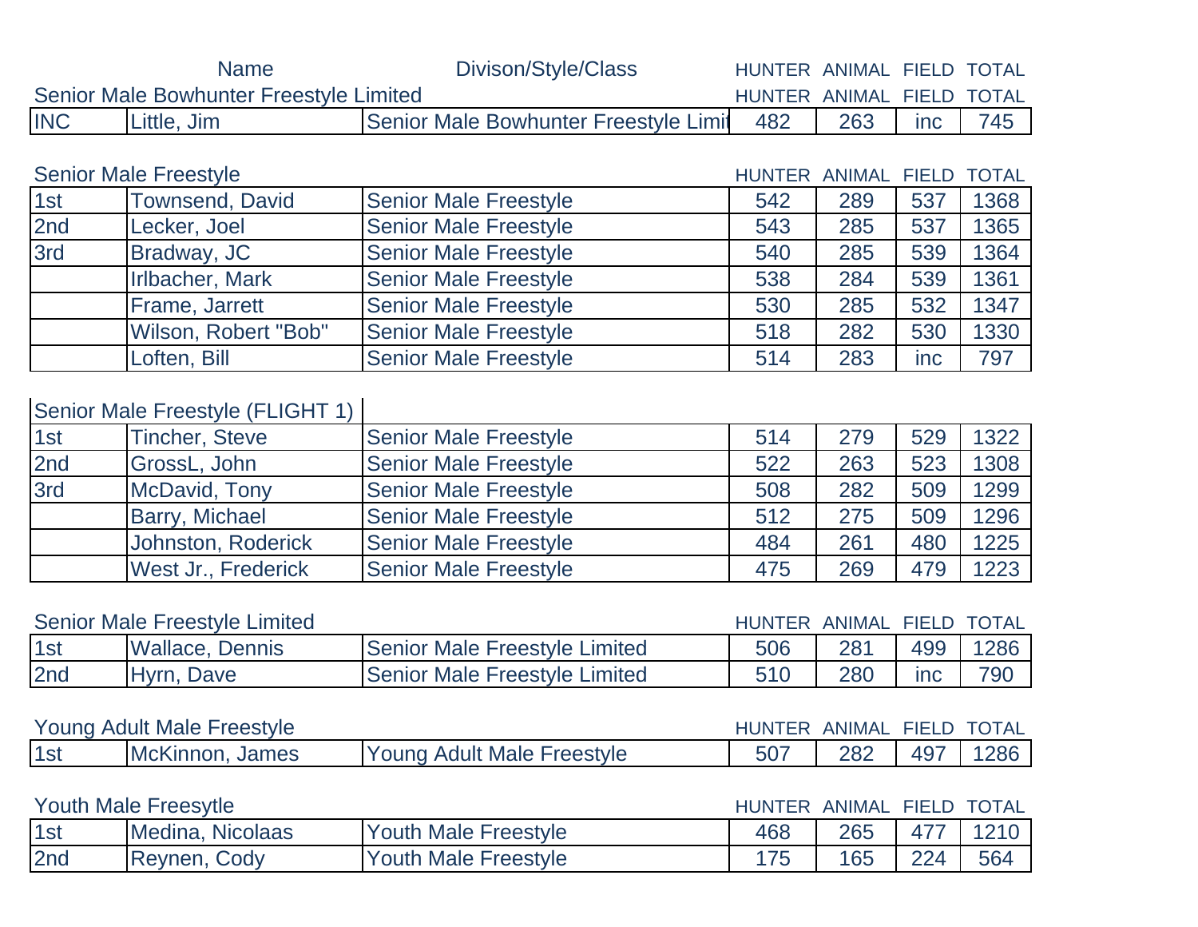| | Name | Divison/Style/Class | HUNTER | ANIMAL | FIELD | TOTAL |
|---|---|---|---|---|---|---|

**Senior Male Bowhunter Freestyle Limited**

| | | | HUNTER | ANIMAL | FIELD | TOTAL |
|---|---|---|---|---|---|---|
| INC | Little, Jim | Senior Male Bowhunter Freestyle Limit | 482 | 263 | inc | 745 |

**Senior Male Freestyle**

| | | | HUNTER | ANIMAL | FIELD | TOTAL |
|---|---|---|---|---|---|---|
| 1st | Townsend, David | Senior Male Freestyle | 542 | 289 | 537 | 1368 |
| 2nd | Lecker, Joel | Senior Male Freestyle | 543 | 285 | 537 | 1365 |
| 3rd | Bradway, JC | Senior Male Freestyle | 540 | 285 | 539 | 1364 |
| | Irlbacher, Mark | Senior Male Freestyle | 538 | 284 | 539 | 1361 |
| | Frame, Jarrett | Senior Male Freestyle | 530 | 285 | 532 | 1347 |
| | Wilson, Robert "Bob" | Senior Male Freestyle | 518 | 282 | 530 | 1330 |
| | Loften, Bill | Senior Male Freestyle | 514 | 283 | inc | 797 |

**Senior Male Freestyle (FLIGHT 1)**

| | | | HUNTER | ANIMAL | FIELD | TOTAL |
|---|---|---|---|---|---|---|
| 1st | Tincher, Steve | Senior Male Freestyle | 514 | 279 | 529 | 1322 |
| 2nd | GrossL, John | Senior Male Freestyle | 522 | 263 | 523 | 1308 |
| 3rd | McDavid, Tony | Senior Male Freestyle | 508 | 282 | 509 | 1299 |
| | Barry, Michael | Senior Male Freestyle | 512 | 275 | 509 | 1296 |
| | Johnston, Roderick | Senior Male Freestyle | 484 | 261 | 480 | 1225 |
| | West Jr., Frederick | Senior Male Freestyle | 475 | 269 | 479 | 1223 |

**Senior Male Freestyle Limited**

| | | | HUNTER | ANIMAL | FIELD | TOTAL |
|---|---|---|---|---|---|---|
| 1st | Wallace, Dennis | Senior Male Freestyle Limited | 506 | 281 | 499 | 1286 |
| 2nd | Hyrn, Dave | Senior Male Freestyle Limited | 510 | 280 | inc | 790 |

**Young Adult Male Freestyle**

| | | | HUNTER | ANIMAL | FIELD | TOTAL |
|---|---|---|---|---|---|---|
| 1st | McKinnon, James | Young Adult Male Freestyle | 507 | 282 | 497 | 1286 |

**Youth Male Freesytle**

| | | | HUNTER | ANIMAL | FIELD | TOTAL |
|---|---|---|---|---|---|---|
| 1st | Medina, Nicolaas | Youth Male Freestyle | 468 | 265 | 477 | 1210 |
| 2nd | Reynen, Cody | Youth Male Freestyle | 175 | 165 | 224 | 564 |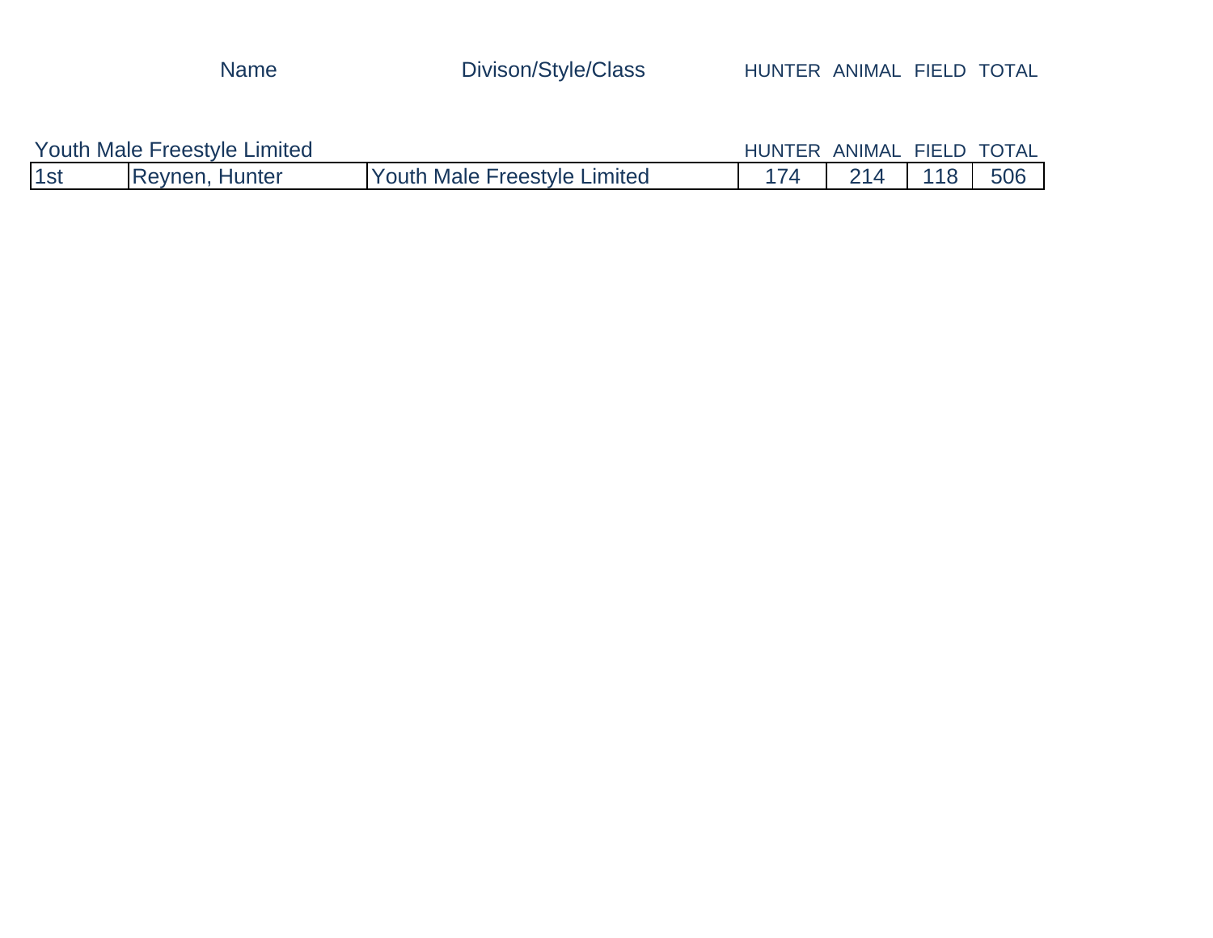| | Name | Divison/Style/Class | HUNTER | ANIMAL | FIELD | TOTAL |
|---|---|---|---|---|---|---|

## Youth Male Freestyle Limited

| | | | HUNTER | ANIMAL | FIELD | TOTAL |
|---|---|---|---|---|---|---|
| 1st | Reynen, Hunter | Youth Male Freestyle Limited | 174 | 214 | 118 | 506 |